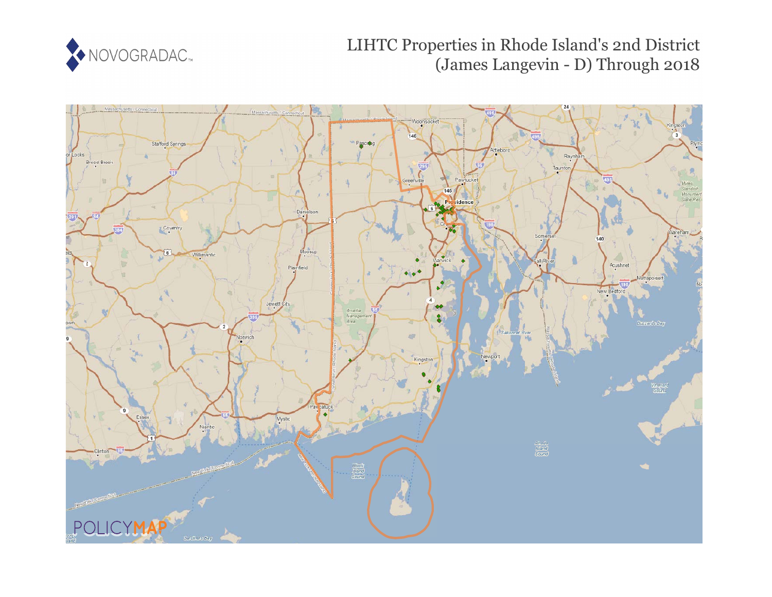# LIHTC Properties in Rhode Island's 2nd District (James Langevin - D) Through 2018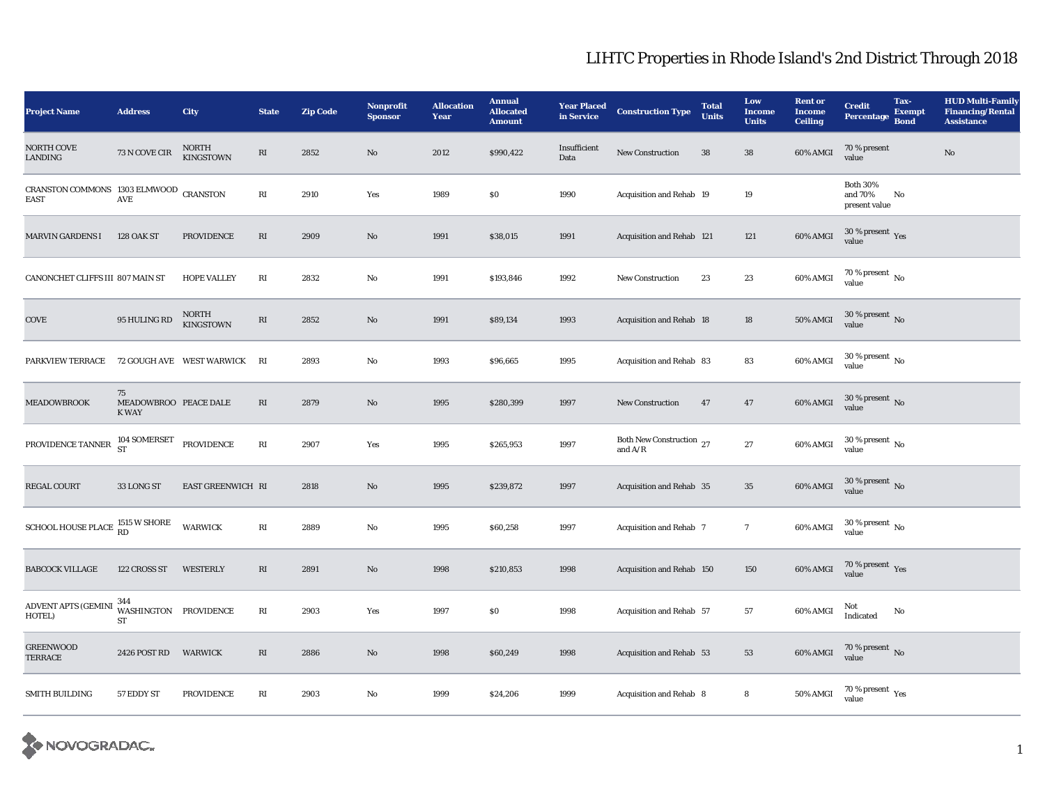# LIHTC Properties in Rhode Island's 2nd District Through 2018

| Project Name | Address | City | State | Zip Code | Nonprofit Sponsor | Allocation Year | Annual Allocated Amount | Year Placed in Service | Construction Type | Total Units | Low Income Units | Rent or Income Ceiling | Credit Percentage | Tax-Exempt Bond | HUD Multi-Family Financing/Rental Assistance |
|---|---|---|---|---|---|---|---|---|---|---|---|---|---|---|---|
| NORTH COVE LANDING | 73 N COVE CIR | NORTH KINGSTOWN | RI | 2852 | No | 2012 | $990,422 | Insufficient Data | New Construction | 38 | 38 | 60% AMGI | 70 % present value | | No |
| CRANSTON COMMONS EAST | 1303 ELMWOOD AVE | CRANSTON | RI | 2910 | Yes | 1989 | $0 | 1990 | Acquisition and Rehab | 19 | 19 | | Both 30% and 70% present value | No | |
| MARVIN GARDENS I | 128 OAK ST | PROVIDENCE | RI | 2909 | No | 1991 | $38,015 | 1991 | Acquisition and Rehab | 121 | 121 | 60% AMGI | 30 % present value | Yes | |
| CANONCHET CLIFFS III | 807 MAIN ST | HOPE VALLEY | RI | 2832 | No | 1991 | $193,846 | 1992 | New Construction | 23 | 23 | 60% AMGI | 70 % present value | No | |
| COVE | 95 HULING RD | NORTH KINGSTOWN | RI | 2852 | No | 1991 | $89,134 | 1993 | Acquisition and Rehab | 18 | 18 | 50% AMGI | 30 % present value | No | |
| PARKVIEW TERRACE | 72 GOUGH AVE | WEST WARWICK | RI | 2893 | No | 1993 | $96,665 | 1995 | Acquisition and Rehab | 83 | 83 | 60% AMGI | 30 % present value | No | |
| MEADOWBROOK | 75 MEADOWBROOK WAY | PEACE DALE | RI | 2879 | No | 1995 | $280,399 | 1997 | New Construction | 47 | 47 | 60% AMGI | 30 % present value | No | |
| PROVIDENCE TANNER | 104 SOMERSET ST | PROVIDENCE | RI | 2907 | Yes | 1995 | $265,953 | 1997 | Both New Construction and A/R | 27 | 27 | 60% AMGI | 30 % present value | No | |
| REGAL COURT | 33 LONG ST | EAST GREENWICH | RI | 2818 | No | 1995 | $239,872 | 1997 | Acquisition and Rehab | 35 | 35 | 60% AMGI | 30 % present value | No | |
| SCHOOL HOUSE PLACE | 1515 W SHORE RD | WARWICK | RI | 2889 | No | 1995 | $60,258 | 1997 | Acquisition and Rehab | 7 | 7 | 60% AMGI | 30 % present value | No | |
| BABCOCK VILLAGE | 122 CROSS ST | WESTERLY | RI | 2891 | No | 1998 | $210,853 | 1998 | Acquisition and Rehab | 150 | 150 | 60% AMGI | 70 % present value | Yes | |
| ADVENT APTS (GEMINI HOTEL) | 344 WASHINGTON ST | PROVIDENCE | RI | 2903 | Yes | 1997 | $0 | 1998 | Acquisition and Rehab | 57 | 57 | 60% AMGI | Not Indicated | No | |
| GREENWOOD TERRACE | 2426 POST RD | WARWICK | RI | 2886 | No | 1998 | $60,249 | 1998 | Acquisition and Rehab | 53 | 53 | 60% AMGI | 70 % present value | No | |
| SMITH BUILDING | 57 EDDY ST | PROVIDENCE | RI | 2903 | No | 1999 | $24,206 | 1999 | Acquisition and Rehab | 8 | 8 | 50% AMGI | 70 % present value | Yes | |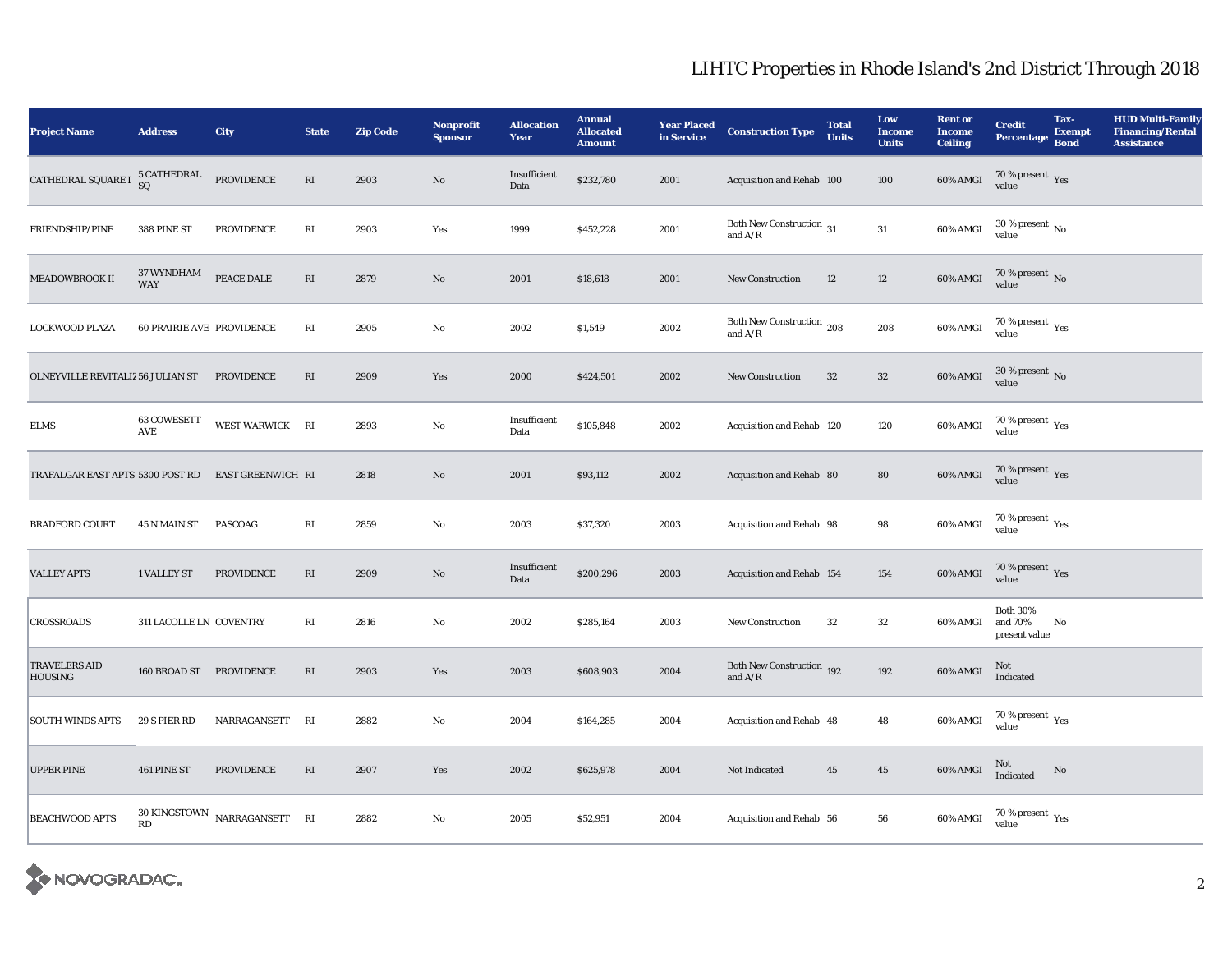# LIHTC Properties in Rhode Island's 2nd District Through 2018

| Project Name | Address | City | State | Zip Code | Nonprofit Sponsor | Allocation Year | Annual Allocated Amount | Year Placed in Service | Construction Type | Total Units | Low Income Units | Rent or Income Ceiling | Credit Percentage | Tax-Exempt Bond | HUD Multi-Family Financing/Rental Assistance |
|---|---|---|---|---|---|---|---|---|---|---|---|---|---|---|---|
| CATHEDRAL SQUARE I | 5 CATHEDRAL SQ | PROVIDENCE | RI | 2903 | No | Insufficient Data | $232,780 | 2001 | Acquisition and Rehab | 100 | 100 | 60% AMGI | 70 % present value | Yes | |
| FRIENDSHIP/PINE | 388 PINE ST | PROVIDENCE | RI | 2903 | Yes | 1999 | $452,228 | 2001 | Both New Construction and A/R | 31 | 31 | 60% AMGI | 30 % present value | No | |
| MEADOWBROOK II | 37 WYNDHAM WAY | PEACE DALE | RI | 2879 | No | 2001 | $18,618 | 2001 | New Construction | 12 | 12 | 60% AMGI | 70 % present value | No | |
| LOCKWOOD PLAZA | 60 PRAIRIE AVE | PROVIDENCE | RI | 2905 | No | 2002 | $1,549 | 2002 | Both New Construction and A/R | 208 | 208 | 60% AMGI | 70 % present value | Yes | |
| OLNEYVILLE REVITALIZ | 56 JULIAN ST | PROVIDENCE | RI | 2909 | Yes | 2000 | $424,501 | 2002 | New Construction | 32 | 32 | 60% AMGI | 30 % present value | No | |
| ELMS | 63 COWESETT AVE | WEST WARWICK | RI | 2893 | No | Insufficient Data | $105,848 | 2002 | Acquisition and Rehab | 120 | 120 | 60% AMGI | 70 % present value | Yes | |
| TRAFALGAR EAST APTS | 5300 POST RD | EAST GREENWICH | RI | 2818 | No | 2001 | $93,112 | 2002 | Acquisition and Rehab | 80 | 80 | 60% AMGI | 70 % present value | Yes | |
| BRADFORD COURT | 45 N MAIN ST | PASCOAG | RI | 2859 | No | 2003 | $37,320 | 2003 | Acquisition and Rehab | 98 | 98 | 60% AMGI | 70 % present value | Yes | |
| VALLEY APTS | 1 VALLEY ST | PROVIDENCE | RI | 2909 | No | Insufficient Data | $200,296 | 2003 | Acquisition and Rehab | 154 | 154 | 60% AMGI | 70 % present value | Yes | |
| CROSSROADS | 311 LACOLLE LN | COVENTRY | RI | 2816 | No | 2002 | $285,164 | 2003 | New Construction | 32 | 32 | 60% AMGI | Both 30% and 70% present value | No | |
| TRAVELERS AID HOUSING | 160 BROAD ST | PROVIDENCE | RI | 2903 | Yes | 2003 | $608,903 | 2004 | Both New Construction and A/R | 192 | 192 | 60% AMGI | Not Indicated | | |
| SOUTH WINDS APTS | 29 S PIER RD | NARRAGANSETT | RI | 2882 | No | 2004 | $164,285 | 2004 | Acquisition and Rehab | 48 | 48 | 60% AMGI | 70 % present value | Yes | |
| UPPER PINE | 461 PINE ST | PROVIDENCE | RI | 2907 | Yes | 2002 | $625,978 | 2004 | Not Indicated | 45 | 45 | 60% AMGI | Not Indicated | No | |
| BEACHWOOD APTS | 30 KINGSTOWN RD | NARRAGANSETT | RI | 2882 | No | 2005 | $52,951 | 2004 | Acquisition and Rehab | 56 | 56 | 60% AMGI | 70 % present value | Yes | |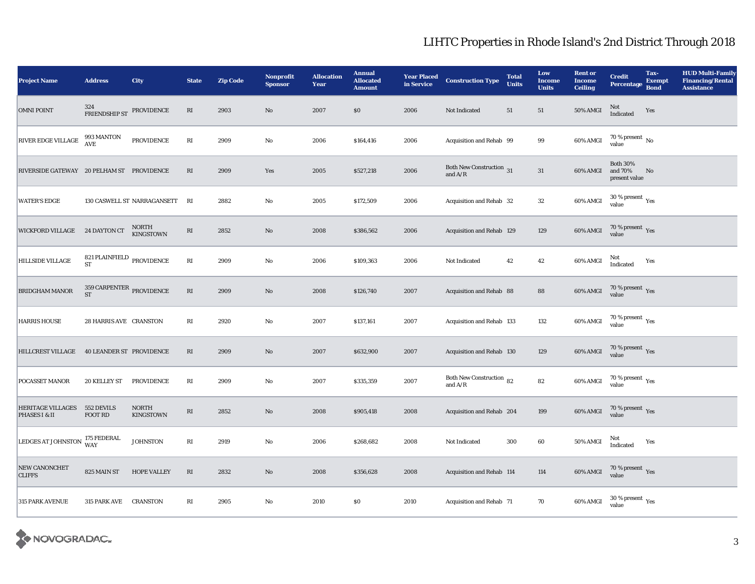# LIHTC Properties in Rhode Island's 2nd District Through 2018

| Project Name | Address | City | State | Zip Code | Nonprofit Sponsor | Allocation Year | Annual Allocated Amount | Year Placed in Service | Construction Type | Total Units | Low Income Units | Rent or Income Ceiling | Credit Percentage | Tax-Exempt Bond | HUD Multi-Family Financing/Rental Assistance |
|---|---|---|---|---|---|---|---|---|---|---|---|---|---|---|---|
| OMNI POINT | 324 FRIENDSHIP ST | PROVIDENCE | RI | 2903 | No | 2007 | $0 | 2006 | Not Indicated | 51 | 51 | 50% AMGI | Not Indicated | Yes | |
| RIVER EDGE VILLAGE | 993 MANTON AVE | PROVIDENCE | RI | 2909 | No | 2006 | $164,416 | 2006 | Acquisition and Rehab | 99 | 99 | 60% AMGI | 70 % present value | No | |
| RIVERSIDE GATEWAY | 20 PELHAM ST | PROVIDENCE | RI | 2909 | Yes | 2005 | $527,218 | 2006 | Both New Construction and A/R | 31 | 31 | 60% AMGI | Both 30% and 70% present value | No | |
| WATER'S EDGE | 130 CASWELL ST | NARRAGANSETT | RI | 2882 | No | 2005 | $172,509 | 2006 | Acquisition and Rehab | 32 | 32 | 60% AMGI | 30 % present value | Yes | |
| WICKFORD VILLAGE | 24 DAYTON CT | NORTH KINGSTOWN | RI | 2852 | No | 2008 | $386,562 | 2006 | Acquisition and Rehab | 129 | 129 | 60% AMGI | 70 % present value | Yes | |
| HILLSIDE VILLAGE | 821 PLAINFIELD ST | PROVIDENCE | RI | 2909 | No | 2006 | $109,363 | 2006 | Not Indicated | 42 | 42 | 60% AMGI | Not Indicated | Yes | |
| BRIDGHAM MANOR | 359 CARPENTER ST | PROVIDENCE | RI | 2909 | No | 2008 | $126,740 | 2007 | Acquisition and Rehab | 88 | 88 | 60% AMGI | 70 % present value | Yes | |
| HARRIS HOUSE | 28 HARRIS AVE | CRANSTON | RI | 2920 | No | 2007 | $137,161 | 2007 | Acquisition and Rehab | 133 | 132 | 60% AMGI | 70 % present value | Yes | |
| HILLCREST VILLAGE | 40 LEANDER ST | PROVIDENCE | RI | 2909 | No | 2007 | $632,900 | 2007 | Acquisition and Rehab | 130 | 129 | 60% AMGI | 70 % present value | Yes | |
| POCASSET MANOR | 20 KELLEY ST | PROVIDENCE | RI | 2909 | No | 2007 | $335,359 | 2007 | Both New Construction and A/R | 82 | 82 | 60% AMGI | 70 % present value | Yes | |
| HERITAGE VILLAGES PHASES I & II | 552 DEVILS FOOT RD | NORTH KINGSTOWN | RI | 2852 | No | 2008 | $905,418 | 2008 | Acquisition and Rehab | 204 | 199 | 60% AMGI | 70 % present value | Yes | |
| LEDGES AT JOHNSTON | 175 FEDERAL WAY | JOHNSTON | RI | 2919 | No | 2006 | $268,682 | 2008 | Not Indicated | 300 | 60 | 50% AMGI | Not Indicated | Yes | |
| NEW CANONCHET CLIFFS | 825 MAIN ST | HOPE VALLEY | RI | 2832 | No | 2008 | $356,628 | 2008 | Acquisition and Rehab | 114 | 114 | 60% AMGI | 70 % present value | Yes | |
| 315 PARK AVENUE | 315 PARK AVE | CRANSTON | RI | 2905 | No | 2010 | $0 | 2010 | Acquisition and Rehab | 71 | 70 | 60% AMGI | 30 % present value | Yes | |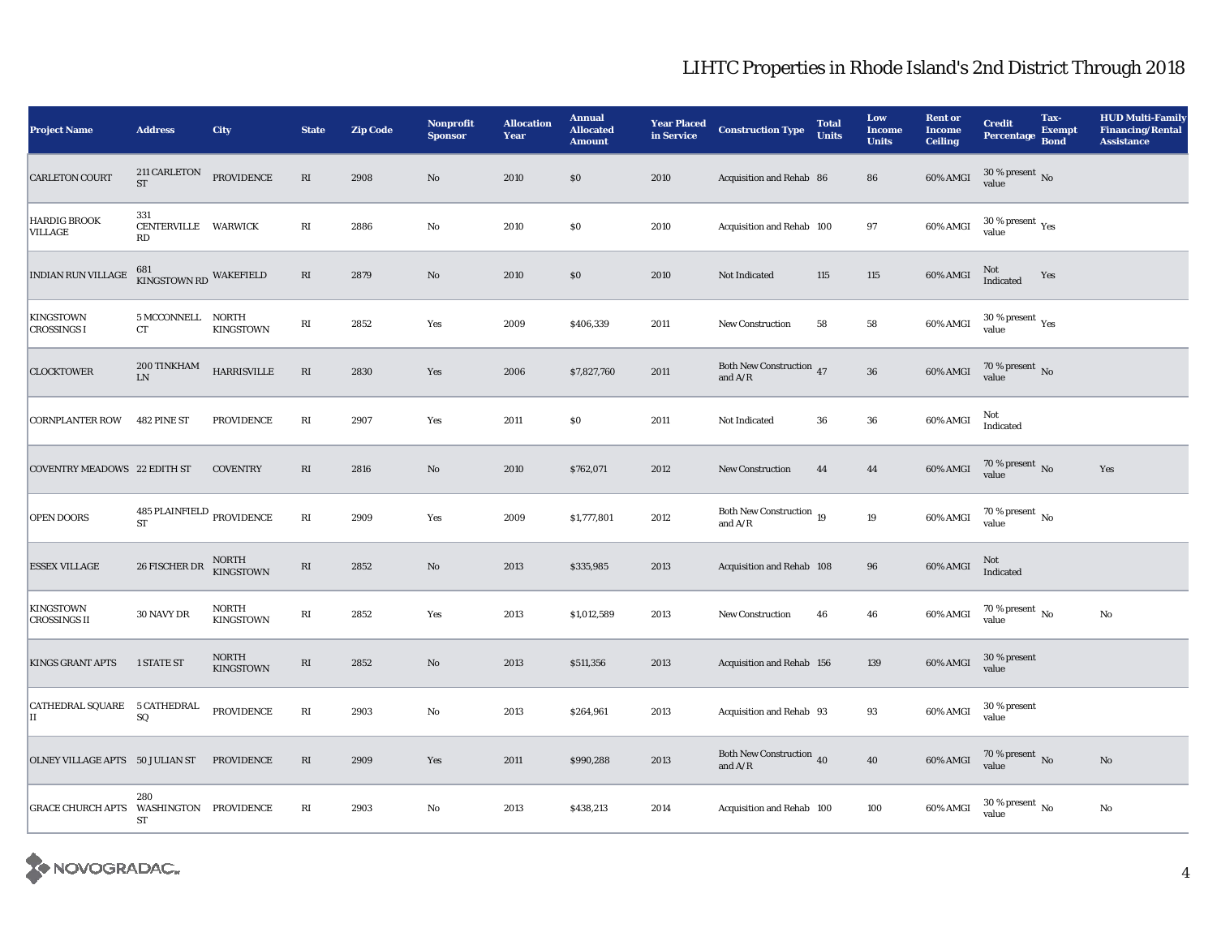# LIHTC Properties in Rhode Island's 2nd District Through 2018

| Project Name | Address | City | State | Zip Code | Nonprofit Sponsor | Allocation Year | Annual Allocated Amount | Year Placed in Service | Construction Type | Total Units | Low Income Units | Rent or Income Ceiling | Credit Percentage | Tax-Exempt Bond | HUD Multi-Family Financing/Rental Assistance |
|---|---|---|---|---|---|---|---|---|---|---|---|---|---|---|---|
| CARLETON COURT | 211 CARLETON ST | PROVIDENCE | RI | 2908 | No | 2010 | $0 | 2010 | Acquisition and Rehab | 86 | 86 | 60% AMGI | 30 % present value | No | |
| HARDIG BROOK VILLAGE | 331 CENTERVILLE RD | WARWICK | RI | 2886 | No | 2010 | $0 | 2010 | Acquisition and Rehab | 100 | 97 | 60% AMGI | 30 % present value | Yes | |
| INDIAN RUN VILLAGE | 681 KINGSTOWN RD | WAKEFIELD | RI | 2879 | No | 2010 | $0 | 2010 | Not Indicated | 115 | 115 | 60% AMGI | Not Indicated | Yes | |
| KINGSTOWN CROSSINGS I | 5 MCCONNELL CT | NORTH KINGSTOWN | RI | 2852 | Yes | 2009 | $406,339 | 2011 | New Construction | 58 | 58 | 60% AMGI | 30 % present value | Yes | |
| CLOCKTOWER | 200 TINKHAM LN | HARRISVILLE | RI | 2830 | Yes | 2006 | $7,827,760 | 2011 | Both New Construction and A/R | 47 | 36 | 60% AMGI | 70 % present value | No | |
| CORNPLANTER ROW | 482 PINE ST | PROVIDENCE | RI | 2907 | Yes | 2011 | $0 | 2011 | Not Indicated | 36 | 36 | 60% AMGI | Not Indicated | | |
| COVENTRY MEADOWS | 22 EDITH ST | COVENTRY | RI | 2816 | No | 2010 | $762,071 | 2012 | New Construction | 44 | 44 | 60% AMGI | 70 % present value | No | Yes |
| OPEN DOORS | 485 PLAINFIELD ST | PROVIDENCE | RI | 2909 | Yes | 2009 | $1,777,801 | 2012 | Both New Construction and A/R | 19 | 19 | 60% AMGI | 70 % present value | No | |
| ESSEX VILLAGE | 26 FISCHER DR | NORTH KINGSTOWN | RI | 2852 | No | 2013 | $335,985 | 2013 | Acquisition and Rehab | 108 | 96 | 60% AMGI | Not Indicated | | |
| KINGSTOWN CROSSINGS II | 30 NAVY DR | NORTH KINGSTOWN | RI | 2852 | Yes | 2013 | $1,012,589 | 2013 | New Construction | 46 | 46 | 60% AMGI | 70 % present value | No | No |
| KINGS GRANT APTS | 1 STATE ST | NORTH KINGSTOWN | RI | 2852 | No | 2013 | $511,356 | 2013 | Acquisition and Rehab | 156 | 139 | 60% AMGI | 30 % present value | | |
| CATHEDRAL SQUARE II | 5 CATHEDRAL SQ | PROVIDENCE | RI | 2903 | No | 2013 | $264,961 | 2013 | Acquisition and Rehab | 93 | 93 | 60% AMGI | 30 % present value | | |
| OLNEY VILLAGE APTS | 50 JULIAN ST | PROVIDENCE | RI | 2909 | Yes | 2011 | $990,288 | 2013 | Both New Construction and A/R | 40 | 40 | 60% AMGI | 70 % present value | No | No |
| GRACE CHURCH APTS | 280 WASHINGTON ST | PROVIDENCE | RI | 2903 | No | 2013 | $438,213 | 2014 | Acquisition and Rehab | 100 | 100 | 60% AMGI | 30 % present value | No | No |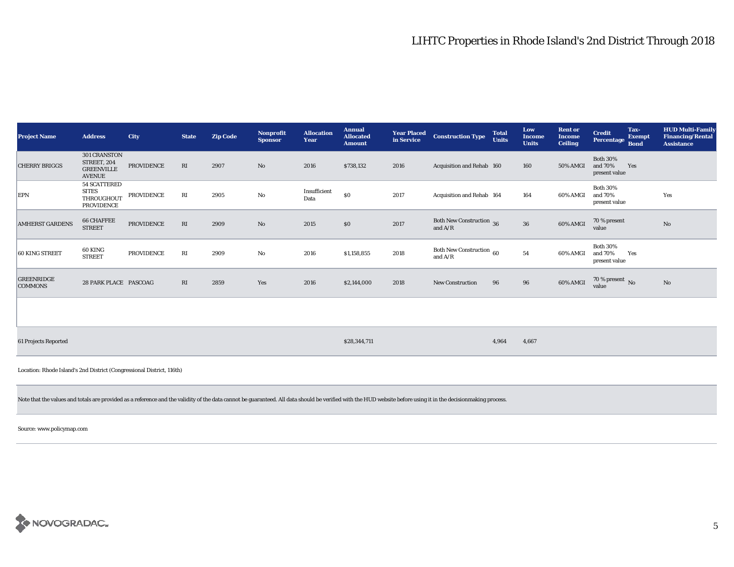# LIHTC Properties in Rhode Island's 2nd District Through 2018

| Project Name | Address | City | State | Zip Code | Nonprofit Sponsor | Allocation Year | Annual Allocated Amount | Year Placed in Service | Construction Type | Total Units | Low Income Units | Rent or Income Ceiling | Credit Percentage | Tax-Exempt Bond | HUD Multi-Family Financing/Rental Assistance |
|---|---|---|---|---|---|---|---|---|---|---|---|---|---|---|---|
| CHERRY BRIGGS | 301 CRANSTON STREET, 204 GREENVILLE AVENUE | PROVIDENCE | RI | 2907 | No | 2016 | $738,132 | 2016 | Acquisition and Rehab | 160 | 160 | 50% AMGI | Both 30% and 70% present value | Yes | |
| EPN | 54 SCATTERED SITES THROUGHOUT PROVIDENCE | PROVIDENCE | RI | 2905 | No | Insufficient Data | $0 | 2017 | Acquisition and Rehab | 164 | 164 | 60% AMGI | Both 30% and 70% present value | | Yes |
| AMHERST GARDENS | 66 CHAFFEE STREET | PROVIDENCE | RI | 2909 | No | 2015 | $0 | 2017 | Both New Construction and A/R | 36 | 36 | 60% AMGI | 70 % present value | | No |
| 60 KING STREET | 60 KING STREET | PROVIDENCE | RI | 2909 | No | 2016 | $1,158,855 | 2018 | Both New Construction and A/R | 60 | 54 | 60% AMGI | Both 30% and 70% present value | Yes | |
| GREENRIDGE COMMONS | 28 PARK PLACE | PASCOAG | RI | 2859 | Yes | 2016 | $2,144,000 | 2018 | New Construction | 96 | 96 | 60% AMGI | 70 % present value | No | No |
| 61 Projects Reported | | | | | | | $28,344,711 | | | 4,964 | 4,667 | | | | |

Location: Rhode Island's 2nd District (Congressional District, 116th)

Note that the values and totals are provided as a reference and the validity of the data cannot be guaranteed. All data should be verified with the HUD website before using it in the decisionmaking process.

Source: www.policymap.com